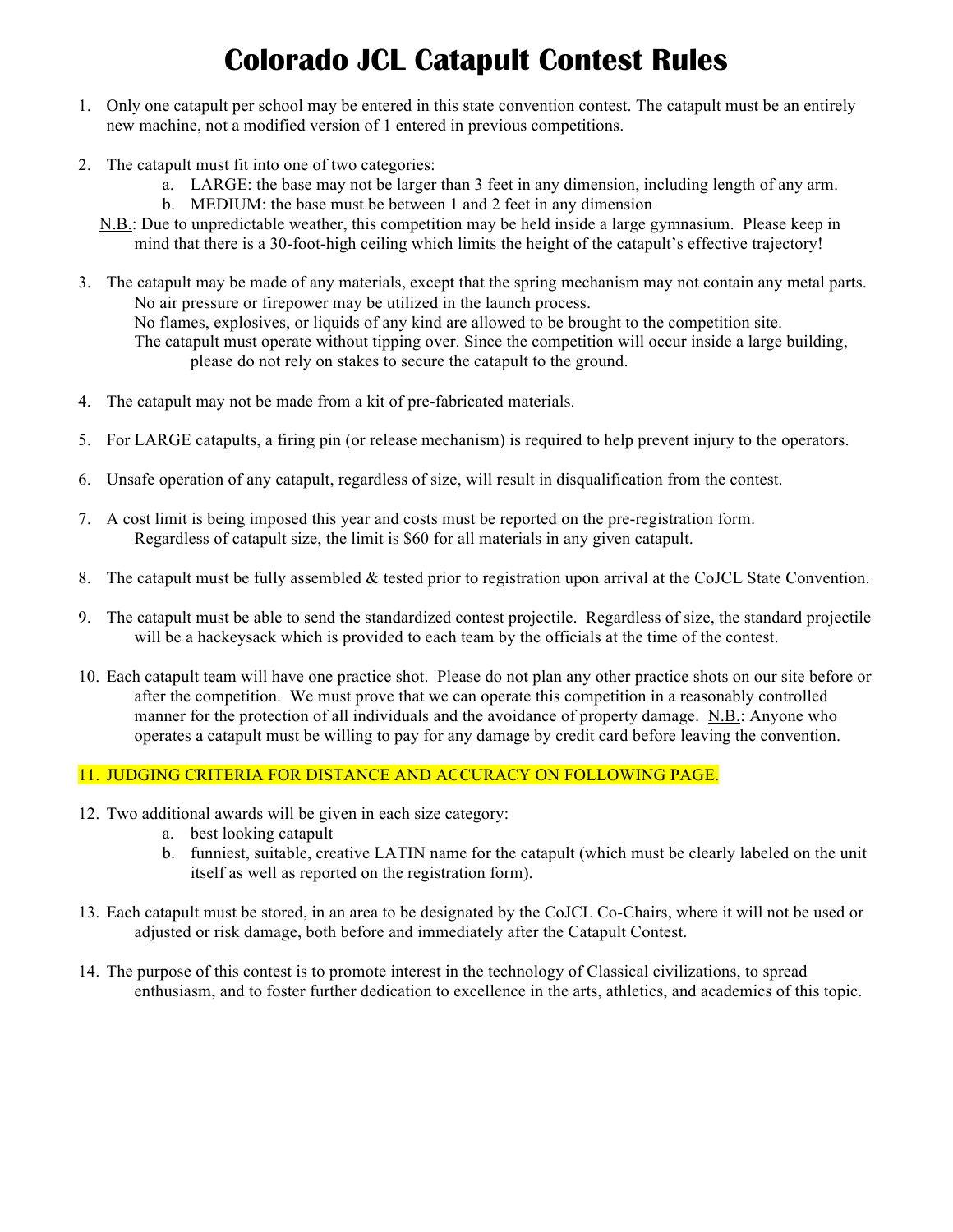# Colorado JCL Catapult Contest Rules

1. Only one catapult per school may be entered in this state convention contest. The catapult must be an entirely new machine, not a modified version of 1 entered in previous competitions.

2. The catapult must fit into one of two categories:
   a. LARGE: the base may not be larger than 3 feet in any dimension, including length of any arm.
   b. MEDIUM: the base must be between 1 and 2 feet in any dimension

   N.B.: Due to unpredictable weather, this competition may be held inside a large gymnasium. Please keep in mind that there is a 30-foot-high ceiling which limits the height of the catapult's effective trajectory!

3. The catapult may be made of any materials, except that the spring mechanism may not contain any metal parts.
   No air pressure or firepower may be utilized in the launch process.
   No flames, explosives, or liquids of any kind are allowed to be brought to the competition site.
   The catapult must operate without tipping over. Since the competition will occur inside a large building, please do not rely on stakes to secure the catapult to the ground.

4. The catapult may not be made from a kit of pre-fabricated materials.

5. For LARGE catapults, a firing pin (or release mechanism) is required to help prevent injury to the operators.

6. Unsafe operation of any catapult, regardless of size, will result in disqualification from the contest.

7. A cost limit is being imposed this year and costs must be reported on the pre-registration form.
   Regardless of catapult size, the limit is $60 for all materials in any given catapult.

8. The catapult must be fully assembled & tested prior to registration upon arrival at the CoJCL State Convention.

9. The catapult must be able to send the standardized contest projectile. Regardless of size, the standard projectile will be a hackeysack which is provided to each team by the officials at the time of the contest.

10. Each catapult team will have one practice shot. Please do not plan any other practice shots on our site before or after the competition. We must prove that we can operate this competition in a reasonably controlled manner for the protection of all individuals and the avoidance of property damage. N.B.: Anyone who operates a catapult must be willing to pay for any damage by credit card before leaving the convention.

11. JUDGING CRITERIA FOR DISTANCE AND ACCURACY ON FOLLOWING PAGE.

12. Two additional awards will be given in each size category:
    a. best looking catapult
    b. funniest, suitable, creative LATIN name for the catapult (which must be clearly labeled on the unit itself as well as reported on the registration form).

13. Each catapult must be stored, in an area to be designated by the CoJCL Co-Chairs, where it will not be used or adjusted or risk damage, both before and immediately after the Catapult Contest.

14. The purpose of this contest is to promote interest in the technology of Classical civilizations, to spread enthusiasm, and to foster further dedication to excellence in the arts, athletics, and academics of this topic.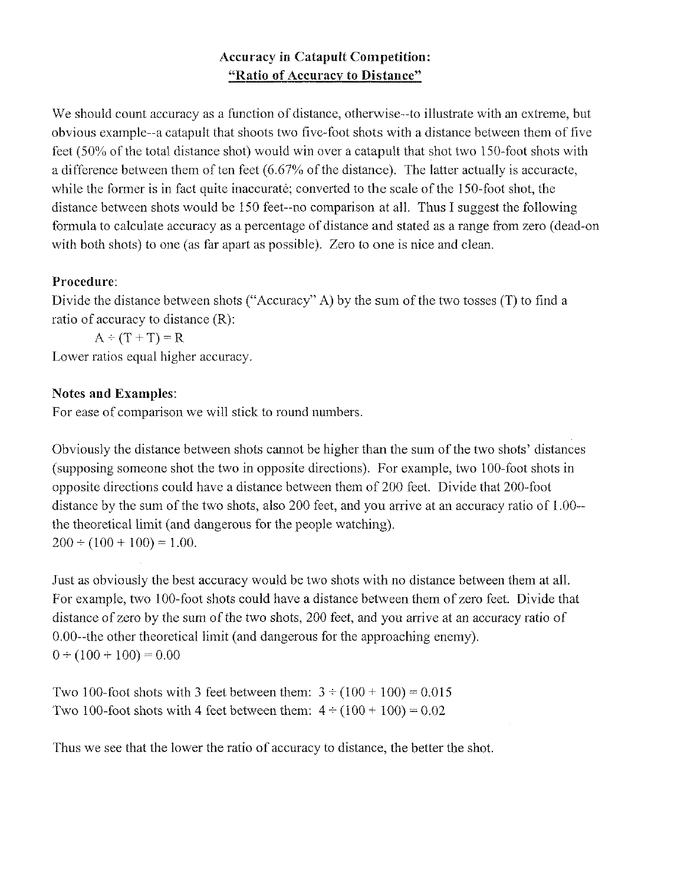## Accuracy in Catapult Competition:
## "Ratio of Accuracy to Distance"

We should count accuracy as a function of distance, otherwise--to illustrate with an extreme, but obvious example--a catapult that shoots two five-foot shots with a distance between them of five feet (50% of the total distance shot) would win over a catapult that shot two 150-foot shots with a difference between them of ten feet (6.67% of the distance). The latter actually is accuracte, while the former is in fact quite inaccuratė; converted to the scale of the 150-foot shot, the distance between shots would be 150 feet--no comparison at all. Thus I suggest the following formula to calculate accuracy as a percentage of distance and stated as a range from zero (dead-on with both shots) to one (as far apart as possible). Zero to one is nice and clean.

**Procedure**:
Divide the distance between shots ("Accuracy" A) by the sum of the two tosses (T) to find a ratio of accuracy to distance (R):

$$A \div (T + T) = R$$

Lower ratios equal higher accuracy.

**Notes and Examples**:
For ease of comparison we will stick to round numbers.

Obviously the distance between shots cannot be higher than the sum of the two shots' distances (supposing someone shot the two in opposite directions). For example, two 100-foot shots in opposite directions could have a distance between them of 200 feet. Divide that 200-foot distance by the sum of the two shots, also 200 feet, and you arrive at an accuracy ratio of 1.00--the theoretical limit (and dangerous for the people watching).
$200 \div (100 + 100) = 1.00$.

Just as obviously the best accuracy would be two shots with no distance between them at all. For example, two 100-foot shots could have a distance between them of zero feet. Divide that distance of zero by the sum of the two shots, 200 feet, and you arrive at an accuracy ratio of 0.00--the other theoretical limit (and dangerous for the approaching enemy).
$0 \div (100 + 100) = 0.00$

Two 100-foot shots with 3 feet between them: $3 \div (100 + 100) = 0.015$
Two 100-foot shots with 4 feet between them: $4 \div (100 + 100) = 0.02$

Thus we see that the lower the ratio of accuracy to distance, the better the shot.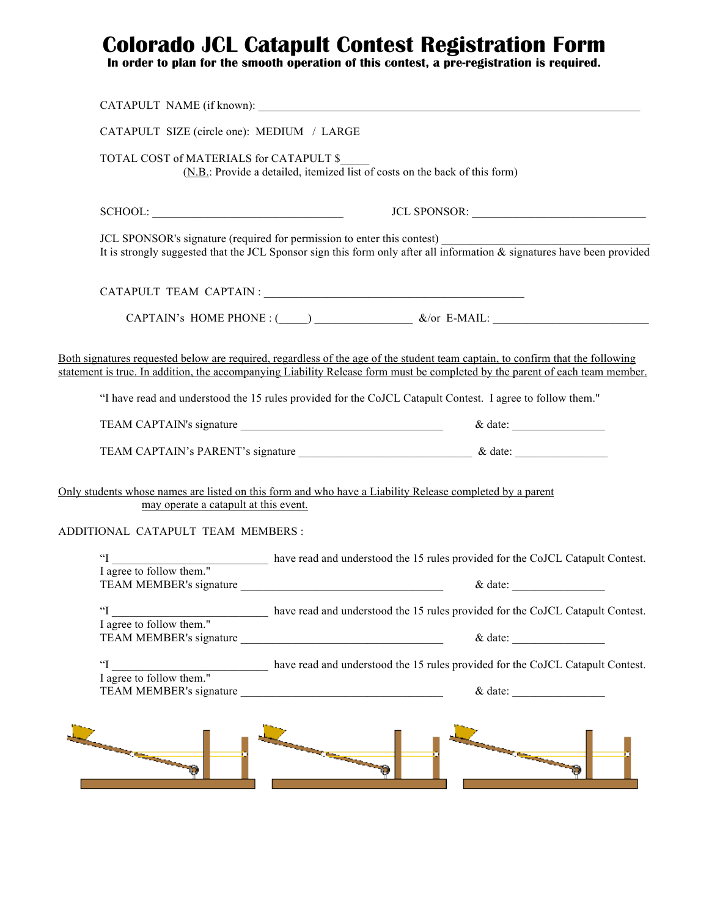# Colorado JCL Catapult Contest Registration Form

**In order to plan for the smooth operation of this contest, a pre-registration is required.**

CATAPULT NAME (if known): ___________________________________________________________________

CATAPULT SIZE (circle one): MEDIUM / LARGE

TOTAL COST of MATERIALS for CATAPULT $_____
(N.B.: Provide a detailed, itemized list of costs on the back of this form)

SCHOOL: _________________________________ JCL SPONSOR: ______________________________

JCL SPONSOR's signature (required for permission to enter this contest) ___________________________________
It is strongly suggested that the JCL Sponsor sign this form only after all information & signatures have been provided

CATAPULT TEAM CAPTAIN : _____________________________________________

CAPTAIN's HOME PHONE : (_____) ________________ &/or E-MAIL: ___________________________

Both signatures requested below are required, regardless of the age of the student team captain, to confirm that the following statement is true. In addition, the accompanying Liability Release form must be completed by the parent of each team member.

"I have read and understood the 15 rules provided for the CoJCL Catapult Contest. I agree to follow them."

TEAM CAPTAIN's signature ___________________________________ & date: ________________

TEAM CAPTAIN's PARENT's signature ______________________________ & date: ________________

Only students whose names are listed on this form and who have a Liability Release completed by a parent may operate a catapult at this event.

ADDITIONAL CATAPULT TEAM MEMBERS :

"I ___________________________ have read and understood the 15 rules provided for the CoJCL Catapult Contest. I agree to follow them."
TEAM MEMBER's signature ___________________________________ & date: ________________

"I ___________________________ have read and understood the 15 rules provided for the CoJCL Catapult Contest. I agree to follow them."
TEAM MEMBER's signature ___________________________________ & date: ________________

"I ___________________________ have read and understood the 15 rules provided for the CoJCL Catapult Contest. I agree to follow them."
TEAM MEMBER's signature ___________________________________ & date: ________________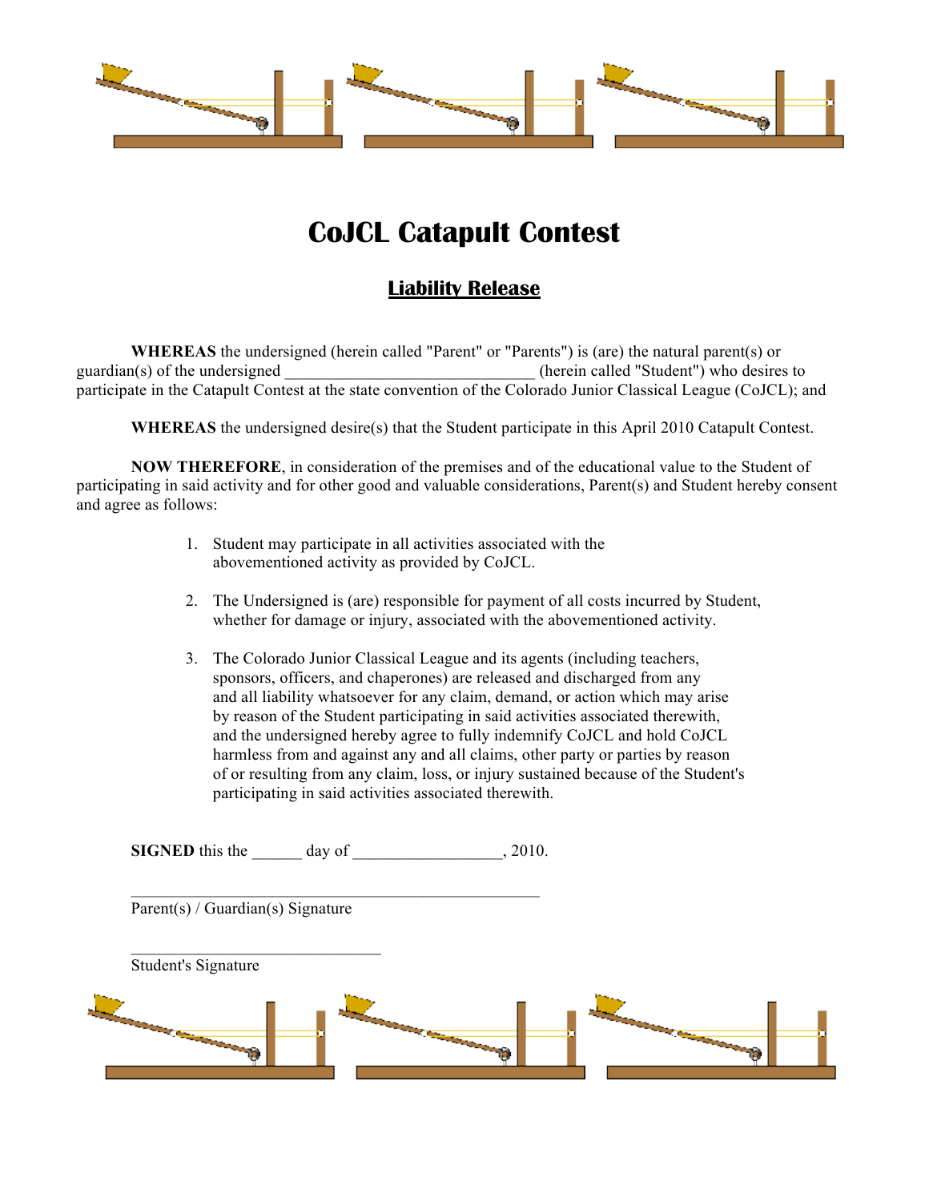# CoJCL Catapult Contest

## Liability Release

**WHEREAS** the undersigned (herein called "Parent" or "Parents") is (are) the natural parent(s) or guardian(s) of the undersigned ______________________________ (herein called "Student") who desires to participate in the Catapult Contest at the state convention of the Colorado Junior Classical League (CoJCL); and

**WHEREAS** the undersigned desire(s) that the Student participate in this April 2010 Catapult Contest.

**NOW THEREFORE**, in consideration of the premises and of the educational value to the Student of participating in said activity and for other good and valuable considerations, Parent(s) and Student hereby consent and agree as follows:

1. Student may participate in all activities associated with the abovementioned activity as provided by CoJCL.
2. The Undersigned is (are) responsible for payment of all costs incurred by Student, whether for damage or injury, associated with the abovementioned activity.
3. The Colorado Junior Classical League and its agents (including teachers, sponsors, officers, and chaperones) are released and discharged from any and all liability whatsoever for any claim, demand, or action which may arise by reason of the Student participating in said activities associated therewith, and the undersigned hereby agree to fully indemnify CoJCL and hold CoJCL harmless from and against any and all claims, other party or parties by reason of or resulting from any claim, loss, or injury sustained because of the Student's participating in said activities associated therewith.

**SIGNED** this the ______ day of _________________, 2010.

__________________________________________________
Parent(s) / Guardian(s) Signature

______________________________
Student's Signature